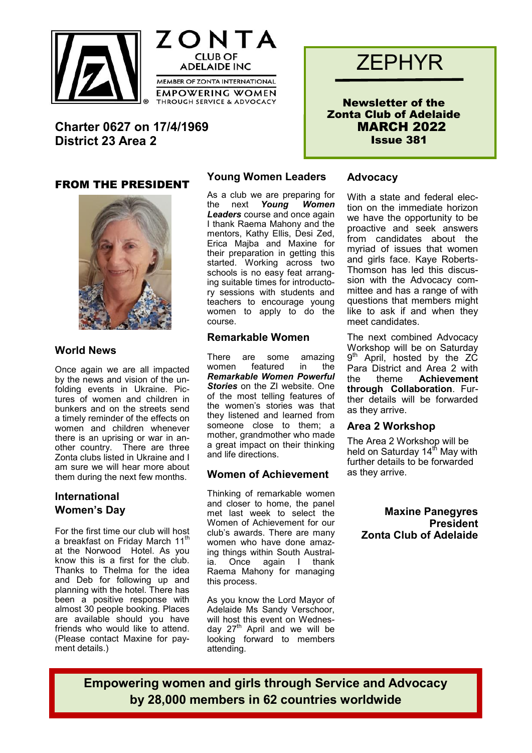ZONTA CLUB OF ADELAIDE INC

MEMBER OF ZONTA INTERNATIONAL

EMPOWERING WOMEN THROUGH SERVICE & ADVOCACY

**Charter 0627 on 17/4/1969**
**District 23 Area 2**

# ZEPHYR

**Newsletter of the Zonta Club of Adelaide**
**MARCH 2022**
**Issue 381**

## FROM THE PRESIDENT

### World News

Once again we are all impacted by the news and vision of the unfolding events in Ukraine. Pictures of women and children in bunkers and on the streets send a timely reminder of the effects on women and children whenever there is an uprising or war in another country. There are three Zonta clubs listed in Ukraine and I am sure we will hear more about them during the next few months.

### International Women's Day

For the first time our club will host a breakfast on Friday March 11th at the Norwood Hotel. As you know this is a first for the club. Thanks to Thelma for the idea and Deb for following up and planning with the hotel. There has been a positive response with almost 30 people booking. Places are available should you have friends who would like to attend. (Please contact Maxine for payment details.)

### Young Women Leaders

As a club we are preparing for the next ***Young Women Leaders*** course and once again I thank Raema Mahony and the mentors, Kathy Ellis, Desi Zed, Erica Majba and Maxine for their preparation in getting this started. Working across two schools is no easy feat arranging suitable times for introductory sessions with students and teachers to encourage young women to apply to do the course.

### Remarkable Women

There are some amazing women featured in the ***Remarkable Women Powerful Stories*** on the ZI website. One of the most telling features of the women's stories was that they listened and learned from someone close to them; a mother, grandmother who made a great impact on their thinking and life directions.

### Women of Achievement

Thinking of remarkable women and closer to home, the panel met last week to select the Women of Achievement for our club's awards. There are many women who have done amazing things within South Australia. Once again I thank Raema Mahony for managing this process.

As you know the Lord Mayor of Adelaide Ms Sandy Verschoor, will host this event on Wednesday 27th April and we will be looking forward to members attending.

### Advocacy

With a state and federal election on the immediate horizon we have the opportunity to be proactive and seek answers from candidates about the myriad of issues that women and girls face. Kaye Roberts-Thomson has led this discussion with the Advocacy committee and has a range of with questions that members might like to ask if and when they meet candidates.

The next combined Advocacy Workshop will be on Saturday 9th April, hosted by the ZC Para District and Area 2 with the theme **Achievement through Collaboration**. Further details will be forwarded as they arrive.

### Area 2 Workshop

The Area 2 Workshop will be held on Saturday 14th May with further details to be forwarded as they arrive.

**Maxine Panegyres**
**President**
**Zonta Club of Adelaide**

**Empowering women and girls through Service and Advocacy by 28,000 members in 62 countries worldwide**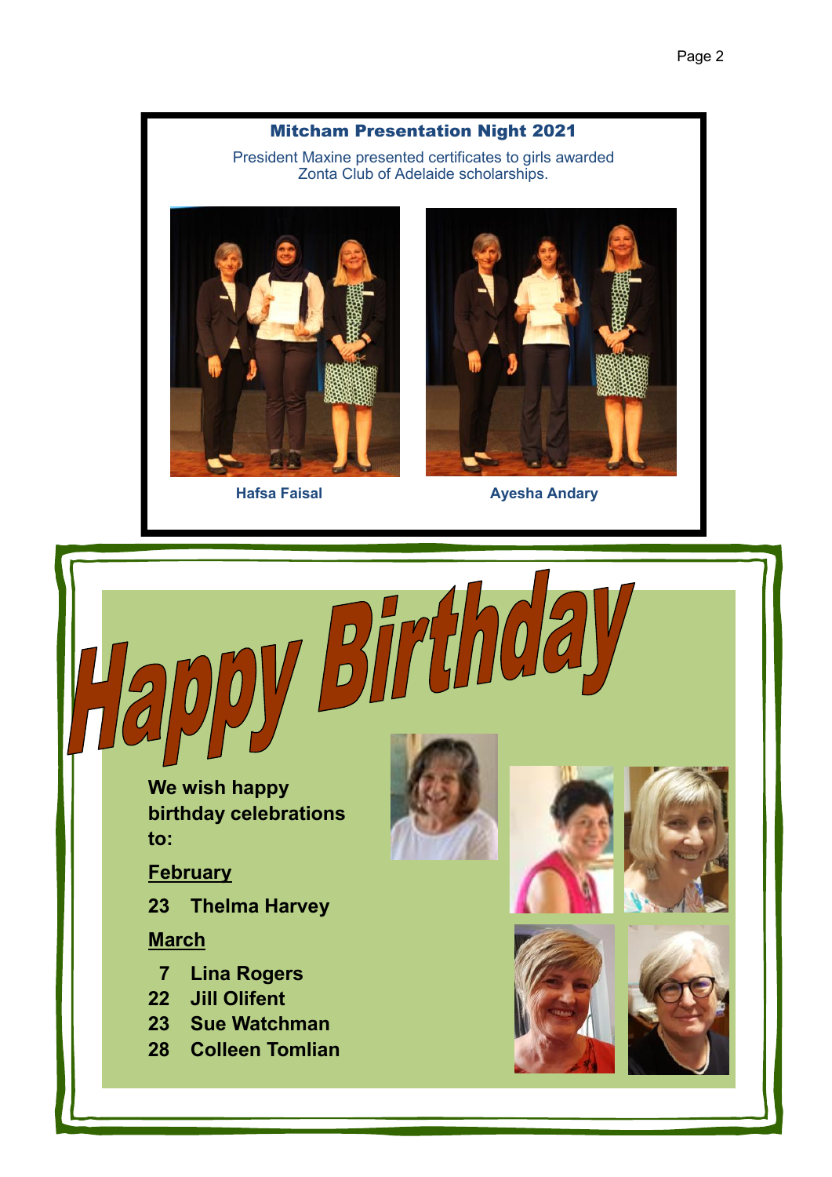## Mitcham Presentation Night 2021

President Maxine presented certificates to girls awarded Zonta Club of Adelaide scholarships.

**Hafsa Faisal**

**Ayesha Andary**

# Happy Birthday

**We wish happy birthday celebrations to:**

**February**

**23 Thelma Harvey**

**March**

**7 Lina Rogers**
**22 Jill Olifent**
**23 Sue Watchman**
**28 Colleen Tomlian**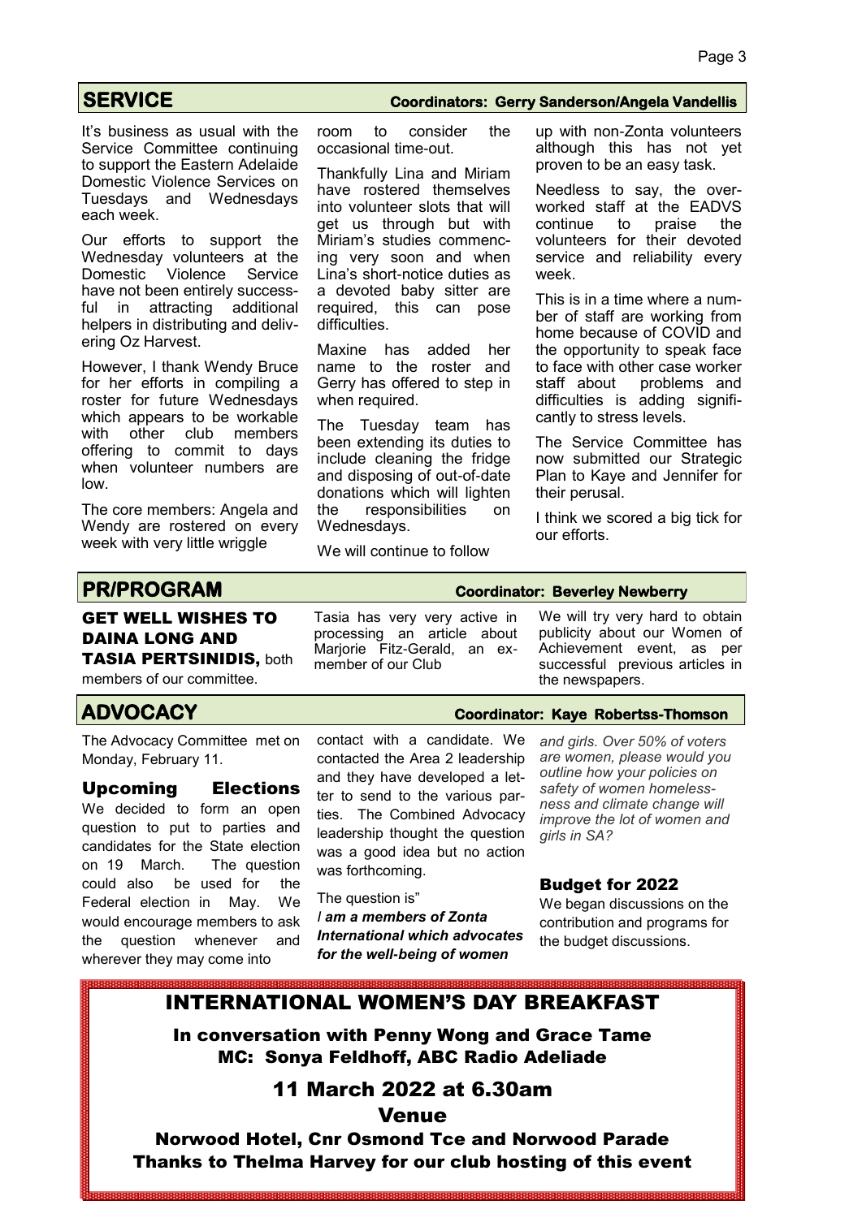## SERVICE

**Coordinators: Gerry Sanderson/Angela Vandellis**

It's business as usual with the Service Committee continuing to support the Eastern Adelaide Domestic Violence Services on Tuesdays and Wednesdays each week.

Our efforts to support the Wednesday volunteers at the Domestic Violence Service have not been entirely successful in attracting additional helpers in distributing and delivering Oz Harvest.

However, I thank Wendy Bruce for her efforts in compiling a roster for future Wednesdays which appears to be workable with other club members offering to commit to days when volunteer numbers are low.

The core members: Angela and Wendy are rostered on every week with very little wriggle room to consider the occasional time-out.

Thankfully Lina and Miriam have rostered themselves into volunteer slots that will get us through but with Miriam's studies commencing very soon and when Lina's short-notice duties as a devoted baby sitter are required, this can pose difficulties.

Maxine has added her name to the roster and Gerry has offered to step in when required.

The Tuesday team has been extending its duties to include cleaning the fridge and disposing of out-of-date donations which will lighten the responsibilities on Wednesdays.

We will continue to follow up with non-Zonta volunteers although this has not yet proven to be an easy task.

Needless to say, the overworked staff at the EADVS continue to praise the volunteers for their devoted service and reliability every week.

This is in a time where a number of staff are working from home because of COVID and the opportunity to speak face to face with other case worker staff about problems and difficulties is adding significantly to stress levels.

The Service Committee has now submitted our Strategic Plan to Kaye and Jennifer for their perusal.

I think we scored a big tick for our efforts.

## PR/PROGRAM

**Coordinator: Beverley Newberry**

**GET WELL WISHES TO DAINA LONG AND TASIA PERTSINIDIS,** both members of our committee.

Tasia has very very active in processing an article about Marjorie Fitz-Gerald, an ex-member of our Club

We will try very hard to obtain publicity about our Women of Achievement event, as per successful previous articles in the newspapers.

## ADVOCACY

**Coordinator: Kaye Robertss-Thomson**

The Advocacy Committee met on Monday, February 11.

### Upcoming Elections

We decided to form an open question to put to parties and candidates for the State election on 19 March. The question could also be used for the Federal election in May. We would encourage members to ask the question whenever and wherever they may come into contact with a candidate. We contacted the Area 2 leadership and they have developed a letter to send to the various parties. The Combined Advocacy leadership thought the question was a good idea but no action was forthcoming.

The question is"

*I* ***am a members of Zonta International which advocates for the well-being of women*** *and girls. Over 50% of voters are women, please would you outline how your policies on safety of women homelessness and climate change will improve the lot of women and girls in SA?*

### Budget for 2022

We began discussions on the contribution and programs for the budget discussions.

## INTERNATIONAL WOMEN'S DAY BREAKFAST

**In conversation with Penny Wong and Grace Tame**
**MC: Sonya Feldhoff, ABC Radio Adeliade**

**11 March 2022 at 6.30am**

**Venue**

**Norwood Hotel, Cnr Osmond Tce and Norwood Parade**
**Thanks to Thelma Harvey for our club hosting of this event**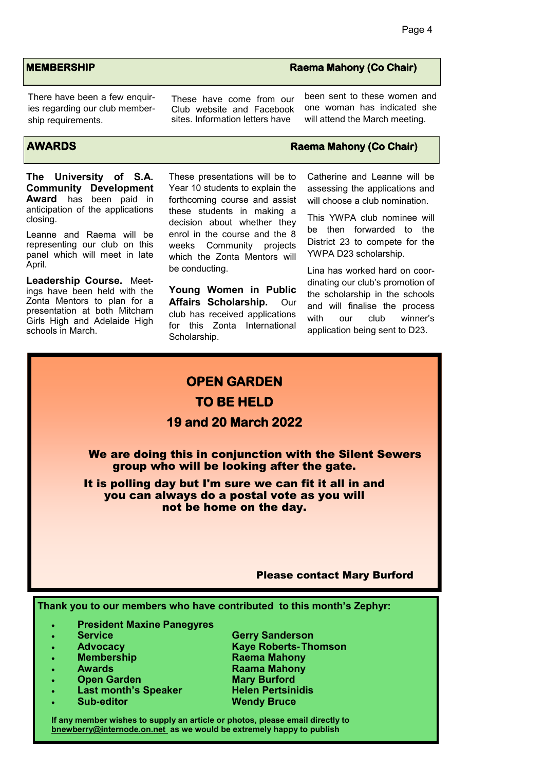## MEMBERSHIP — Raema Mahony (Co Chair)

There have been a few enquiries regarding our club membership requirements. These have come from our Club website and Facebook sites. Information letters have been sent to these women and one woman has indicated she will attend the March meeting.

## AWARDS — Raema Mahony (Co Chair)

**The University of S.A. Community Development Award** has been paid in anticipation of the applications closing.

Leanne and Raema will be representing our club on this panel which will meet in late April.

**Leadership Course.** Meetings have been held with the Zonta Mentors to plan for a presentation at both Mitcham Girls High and Adelaide High schools in March. These presentations will be to Year 10 students to explain the forthcoming course and assist these students in making a decision about whether they enrol in the course and the 8 weeks Community projects which the Zonta Mentors will be conducting.

**Young Women in Public Affairs Scholarship.** Our club has received applications for this Zonta International Scholarship. Catherine and Leanne will be assessing the applications and will choose a club nomination.

This YWPA club nominee will be then forwarded to the District 23 to compete for the YWPA D23 scholarship.

Lina has worked hard on coordinating our club's promotion of the scholarship in the schools and will finalise the process with our club winner's application being sent to D23.

## OPEN GARDEN
## TO BE HELD
## 19 and 20 March 2022

**We are doing this in conjunction with the Silent Sewers group who will be looking after the gate.**

**It is polling day but I'm sure we can fit it all in and you can always do a postal vote as you will not be home on the day.**

**Please contact Mary Burford**

---

**Thank you to our members who have contributed to this month's Zephyr:**

- **President Maxine Panegyres**
- **Service** — **Gerry Sanderson**
- **Advocacy** — **Kaye Roberts-Thomson**
- **Membership** — **Raema Mahony**
- **Awards** — **Raama Mahony**
- **Open Garden** — **Mary Burford**
- **Last month's Speaker** — **Helen Pertsinidis**
- **Sub-editor** — **Wendy Bruce**

**If any member wishes to supply an article or photos, please email directly to bnewberry@internode.on.net as we would be extremely happy to publish**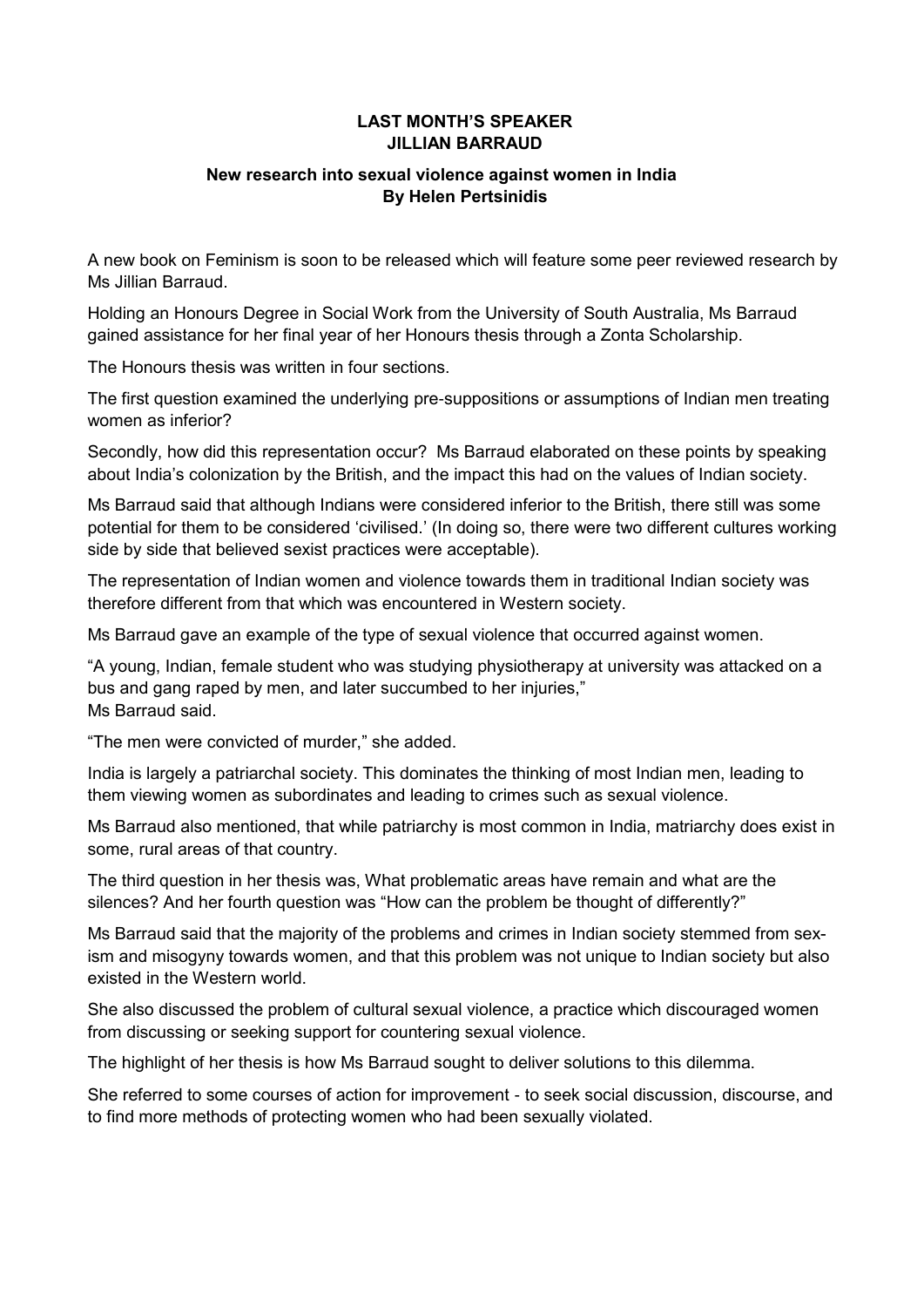**LAST MONTH'S SPEAKER**
**JILLIAN BARRAUD**

**New research into sexual violence against women in India**
**By Helen Pertsinidis**

A new book on Feminism is soon to be released which will feature some peer reviewed research by Ms Jillian Barraud.

Holding an Honours Degree in Social Work from the University of South Australia, Ms Barraud gained assistance for her final year of her Honours thesis through a Zonta Scholarship.

The Honours thesis was written in four sections.

The first question examined the underlying pre-suppositions or assumptions of Indian men treating women as inferior?

Secondly, how did this representation occur? Ms Barraud elaborated on these points by speaking about India's colonization by the British, and the impact this had on the values of Indian society.

Ms Barraud said that although Indians were considered inferior to the British, there still was some potential for them to be considered 'civilised.' (In doing so, there were two different cultures working side by side that believed sexist practices were acceptable).

The representation of Indian women and violence towards them in traditional Indian society was therefore different from that which was encountered in Western society.

Ms Barraud gave an example of the type of sexual violence that occurred against women.

"A young, Indian, female student who was studying physiotherapy at university was attacked on a bus and gang raped by men, and later succumbed to her injuries,"
Ms Barraud said.

"The men were convicted of murder," she added.

India is largely a patriarchal society. This dominates the thinking of most Indian men, leading to them viewing women as subordinates and leading to crimes such as sexual violence.

Ms Barraud also mentioned, that while patriarchy is most common in India, matriarchy does exist in some, rural areas of that country.

The third question in her thesis was, What problematic areas have remain and what are the silences? And her fourth question was "How can the problem be thought of differently?"

Ms Barraud said that the majority of the problems and crimes in Indian society stemmed from sexism and misogyny towards women, and that this problem was not unique to Indian society but also existed in the Western world.

She also discussed the problem of cultural sexual violence, a practice which discouraged women from discussing or seeking support for countering sexual violence.

The highlight of her thesis is how Ms Barraud sought to deliver solutions to this dilemma.

She referred to some courses of action for improvement - to seek social discussion, discourse, and to find more methods of protecting women who had been sexually violated.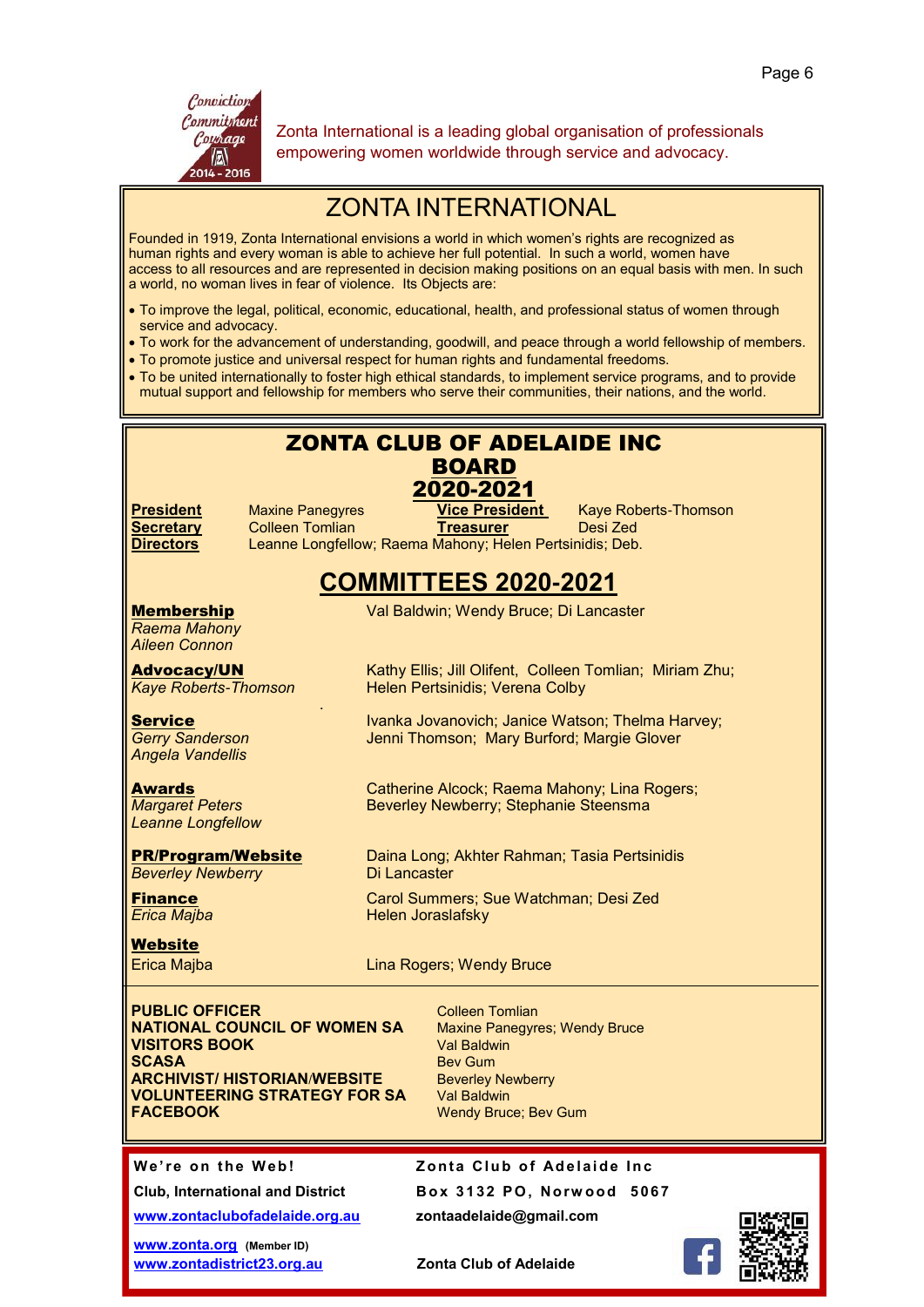Zonta International is a leading global organisation of professionals empowering women worldwide through service and advocacy.

# ZONTA INTERNATIONAL

Founded in 1919, Zonta International envisions a world in which women's rights are recognized as human rights and every woman is able to achieve her full potential. In such a world, women have access to all resources and are represented in decision making positions on an equal basis with men. In such a world, no woman lives in fear of violence. Its Objects are:

- To improve the legal, political, economic, educational, health, and professional status of women through service and advocacy.
- To work for the advancement of understanding, goodwill, and peace through a world fellowship of members.
- To promote justice and universal respect for human rights and fundamental freedoms.
- To be united internationally to foster high ethical standards, to implement service programs, and to provide mutual support and fellowship for members who serve their communities, their nations, and the world.

# ZONTA CLUB OF ADELAIDE INC
## BOARD
## 2020-2021

**President** Maxine Panegyres **Vice President** Kaye Roberts-Thomson
**Secretary** Colleen Tomlian **Treasurer** Desi Zed
**Directors** Leanne Longfellow; Raema Mahony; Helen Pertsinidis; Deb.

## COMMITTEES 2020-2021

**Membership**
*Raema Mahony*
*Aileen Connon*
Val Baldwin; Wendy Bruce; Di Lancaster

**Advocacy/UN**
*Kaye Roberts-Thomson*
Kathy Ellis; Jill Olifent, Colleen Tomlian; Miriam Zhu; Helen Pertsinidis; Verena Colby

**Service**
*Gerry Sanderson*
*Angela Vandellis*
Ivanka Jovanovich; Janice Watson; Thelma Harvey; Jenni Thomson; Mary Burford; Margie Glover

**Awards**
*Margaret Peters*
*Leanne Longfellow*
Catherine Alcock; Raema Mahony; Lina Rogers; Beverley Newberry; Stephanie Steensma

**PR/Program/Website**
*Beverley Newberry*
Daina Long; Akhter Rahman; Tasia Pertsinidis Di Lancaster

**Finance**
*Erica Majba*
Carol Summers; Sue Watchman; Desi Zed Helen Joraslafsky

**Website**
Erica Majba
Lina Rogers; Wendy Bruce

| | |
|---|---|
| **PUBLIC OFFICER** | Colleen Tomlian |
| **NATIONAL COUNCIL OF WOMEN SA** | Maxine Panegyres; Wendy Bruce |
| **VISITORS BOOK** | Val Baldwin |
| **SCASA** | Bev Gum |
| **ARCHIVIST/ HISTORIAN/WEBSITE** | Beverley Newberry |
| **VOLUNTEERING STRATEGY FOR SA** | Val Baldwin |
| **FACEBOOK** | Wendy Bruce; Bev Gum |

**We're on the Web!**
**Club, International and District**
www.zontaclubofadelaide.org.au
www.zonta.org (Member ID)
www.zontadistrict23.org.au

**Zonta Club of Adelaide Inc**
**Box 3132 PO, Norwood 5067**
**zontaadelaide@gmail.com**
**Zonta Club of Adelaide**